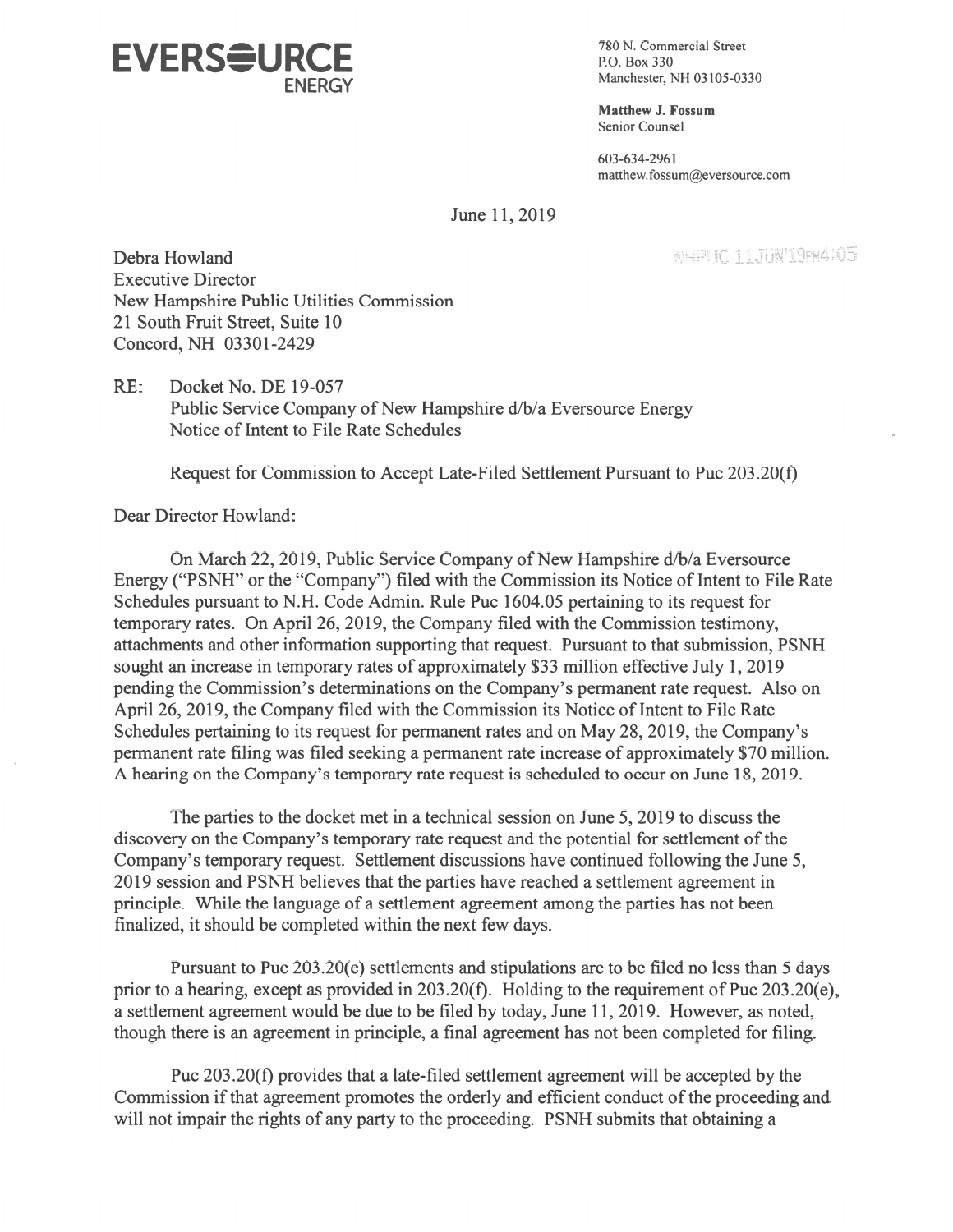**EVERSOURCE ENERGY**

780 N. Commercial Street
P.O. Box 330
Manchester, NH 03105-0330

**Matthew J. Fossum**
Senior Counsel

603-634-2961
matthew.fossum@eversource.com

June 11, 2019

NHPUC 11JUN'19PM4:05

Debra Howland
Executive Director
New Hampshire Public Utilities Commission
21 South Fruit Street, Suite 10
Concord, NH 03301-2429

RE: Docket No. DE 19-057
Public Service Company of New Hampshire d/b/a Eversource Energy
Notice of Intent to File Rate Schedules

Request for Commission to Accept Late-Filed Settlement Pursuant to Puc 203.20(f)

Dear Director Howland:

On March 22, 2019, Public Service Company of New Hampshire d/b/a Eversource Energy ("PSNH" or the "Company") filed with the Commission its Notice of Intent to File Rate Schedules pursuant to N.H. Code Admin. Rule Puc 1604.05 pertaining to its request for temporary rates. On April 26, 2019, the Company filed with the Commission testimony, attachments and other information supporting that request. Pursuant to that submission, PSNH sought an increase in temporary rates of approximately $33 million effective July 1, 2019 pending the Commission's determinations on the Company's permanent rate request. Also on April 26, 2019, the Company filed with the Commission its Notice of Intent to File Rate Schedules pertaining to its request for permanent rates and on May 28, 2019, the Company's permanent rate filing was filed seeking a permanent rate increase of approximately $70 million. A hearing on the Company's temporary rate request is scheduled to occur on June 18, 2019.

The parties to the docket met in a technical session on June 5, 2019 to discuss the discovery on the Company's temporary rate request and the potential for settlement of the Company's temporary request. Settlement discussions have continued following the June 5, 2019 session and PSNH believes that the parties have reached a settlement agreement in principle. While the language of a settlement agreement among the parties has not been finalized, it should be completed within the next few days.

Pursuant to Puc 203.20(e) settlements and stipulations are to be filed no less than 5 days prior to a hearing, except as provided in 203.20(f). Holding to the requirement of Puc 203.20(e), a settlement agreement would be due to be filed by today, June 11, 2019. However, as noted, though there is an agreement in principle, a final agreement has not been completed for filing.

Puc 203.20(f) provides that a late-filed settlement agreement will be accepted by the Commission if that agreement promotes the orderly and efficient conduct of the proceeding and will not impair the rights of any party to the proceeding. PSNH submits that obtaining a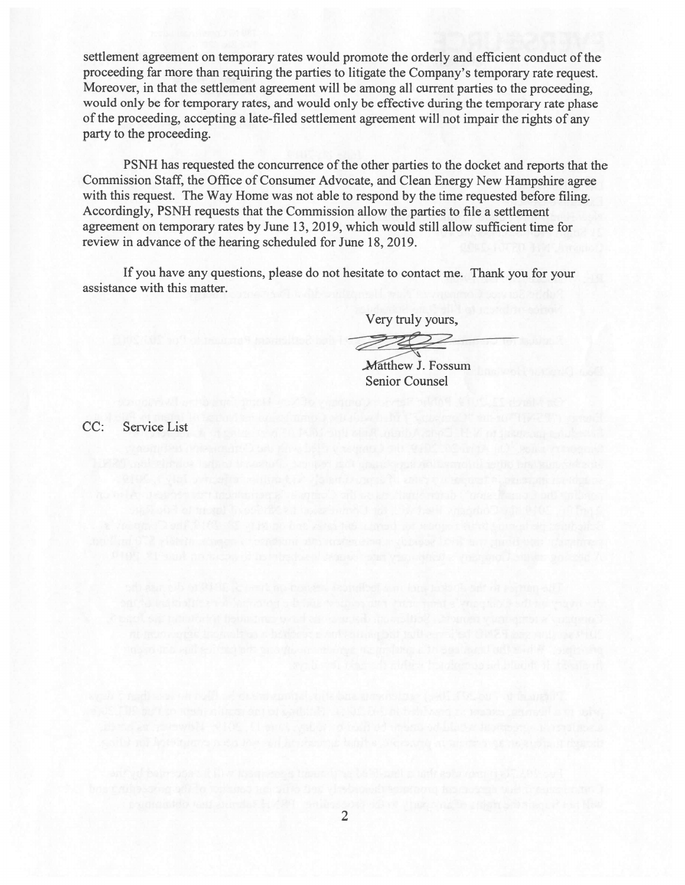settlement agreement on temporary rates would promote the orderly and efficient conduct of the proceeding far more than requiring the parties to litigate the Company's temporary rate request. Moreover, in that the settlement agreement will be among all current parties to the proceeding, would only be for temporary rates, and would only be effective during the temporary rate phase of the proceeding, accepting a late-filed settlement agreement will not impair the rights of any party to the proceeding.

PSNH has requested the concurrence of the other parties to the docket and reports that the Commission Staff, the Office of Consumer Advocate, and Clean Energy New Hampshire agree with this request. The Way Home was not able to respond by the time requested before filing. Accordingly, PSNH requests that the Commission allow the parties to file a settlement agreement on temporary rates by June 13, 2019, which would still allow sufficient time for review in advance of the hearing scheduled for June 18, 2019.

If you have any questions, please do not hesitate to contact me. Thank you for your assistance with this matter.

Very truly yours,

Matthew J. Fossum
Senior Counsel

CC: Service List